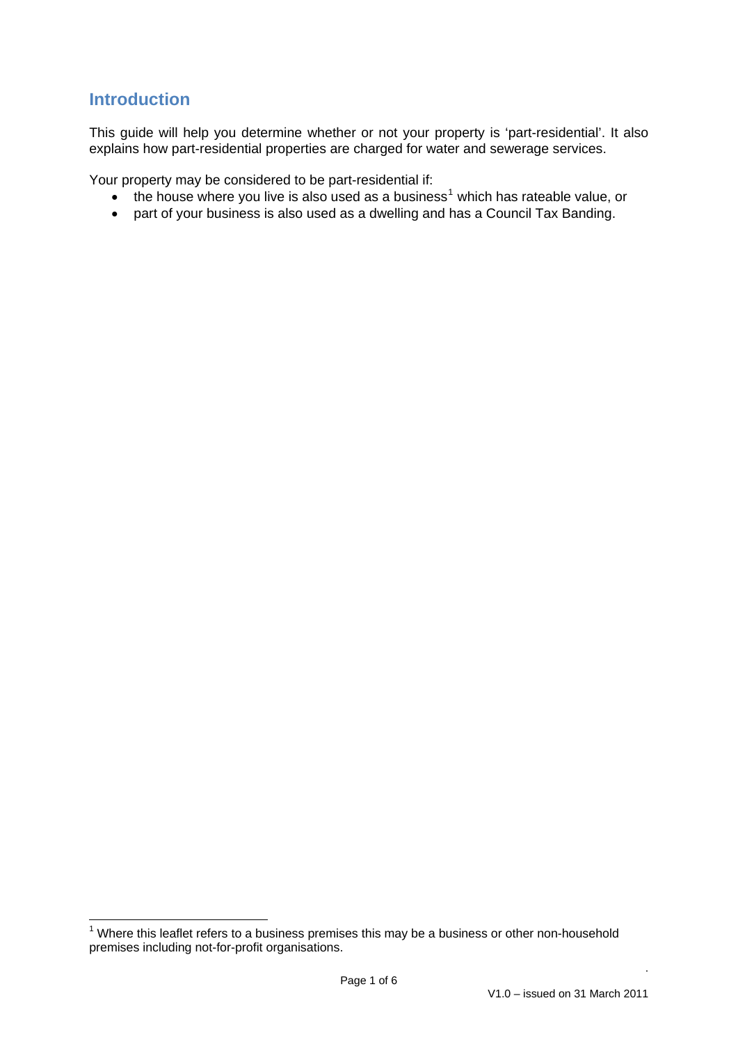## Introduction

This guide will help you determine whether or not your property is 'part-residential'. It also explains how part-residential properties are charged for water and sewerage services.

Your property may be considered to be part-residential if:

- the house where you live is also used as a business[1] which has rateable value, or
- part of your business is also used as a dwelling and has a Council Tax Banding.

[1] Where this leaflet refers to a business premises this may be a business or other non-household premises including not-for-profit organisations.

V1.0 – issued on 31 March 2011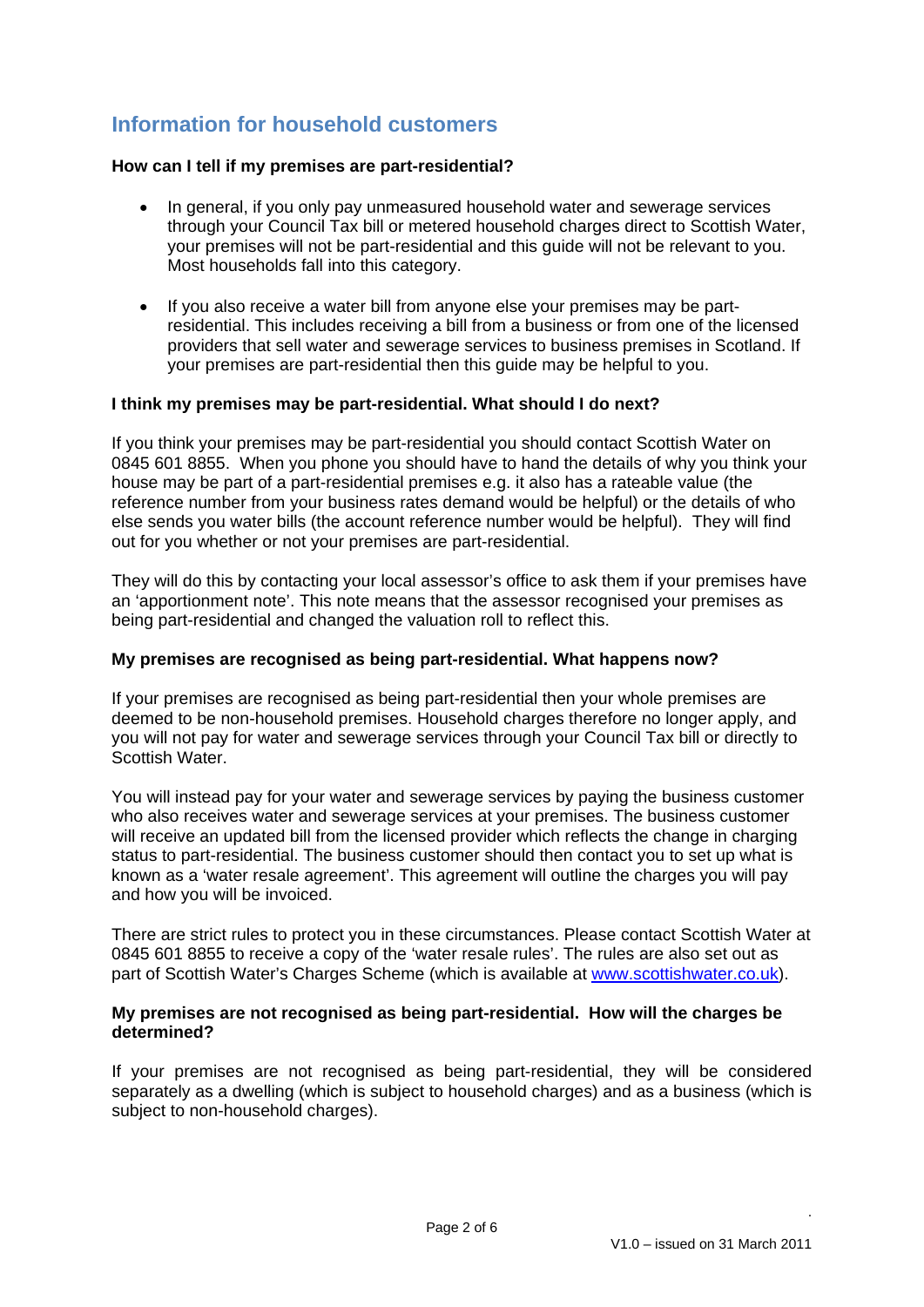## Information for household customers

**How can I tell if my premises are part-residential?**

- In general, if you only pay unmeasured household water and sewerage services through your Council Tax bill or metered household charges direct to Scottish Water, your premises will not be part-residential and this guide will not be relevant to you. Most households fall into this category.
- If you also receive a water bill from anyone else your premises may be part-residential. This includes receiving a bill from a business or from one of the licensed providers that sell water and sewerage services to business premises in Scotland. If your premises are part-residential then this guide may be helpful to you.

**I think my premises may be part-residential. What should I do next?**

If you think your premises may be part-residential you should contact Scottish Water on 0845 601 8855. When you phone you should have to hand the details of why you think your house may be part of a part-residential premises e.g. it also has a rateable value (the reference number from your business rates demand would be helpful) or the details of who else sends you water bills (the account reference number would be helpful). They will find out for you whether or not your premises are part-residential.

They will do this by contacting your local assessor's office to ask them if your premises have an 'apportionment note'. This note means that the assessor recognised your premises as being part-residential and changed the valuation roll to reflect this.

**My premises are recognised as being part-residential. What happens now?**

If your premises are recognised as being part-residential then your whole premises are deemed to be non-household premises. Household charges therefore no longer apply, and you will not pay for water and sewerage services through your Council Tax bill or directly to Scottish Water.

You will instead pay for your water and sewerage services by paying the business customer who also receives water and sewerage services at your premises. The business customer will receive an updated bill from the licensed provider which reflects the change in charging status to part-residential. The business customer should then contact you to set up what is known as a 'water resale agreement'. This agreement will outline the charges you will pay and how you will be invoiced.

There are strict rules to protect you in these circumstances. Please contact Scottish Water at 0845 601 8855 to receive a copy of the 'water resale rules'. The rules are also set out as part of Scottish Water's Charges Scheme (which is available at www.scottishwater.co.uk).

**My premises are not recognised as being part-residential. How will the charges be determined?**

If your premises are not recognised as being part-residential, they will be considered separately as a dwelling (which is subject to household charges) and as a business (which is subject to non-household charges).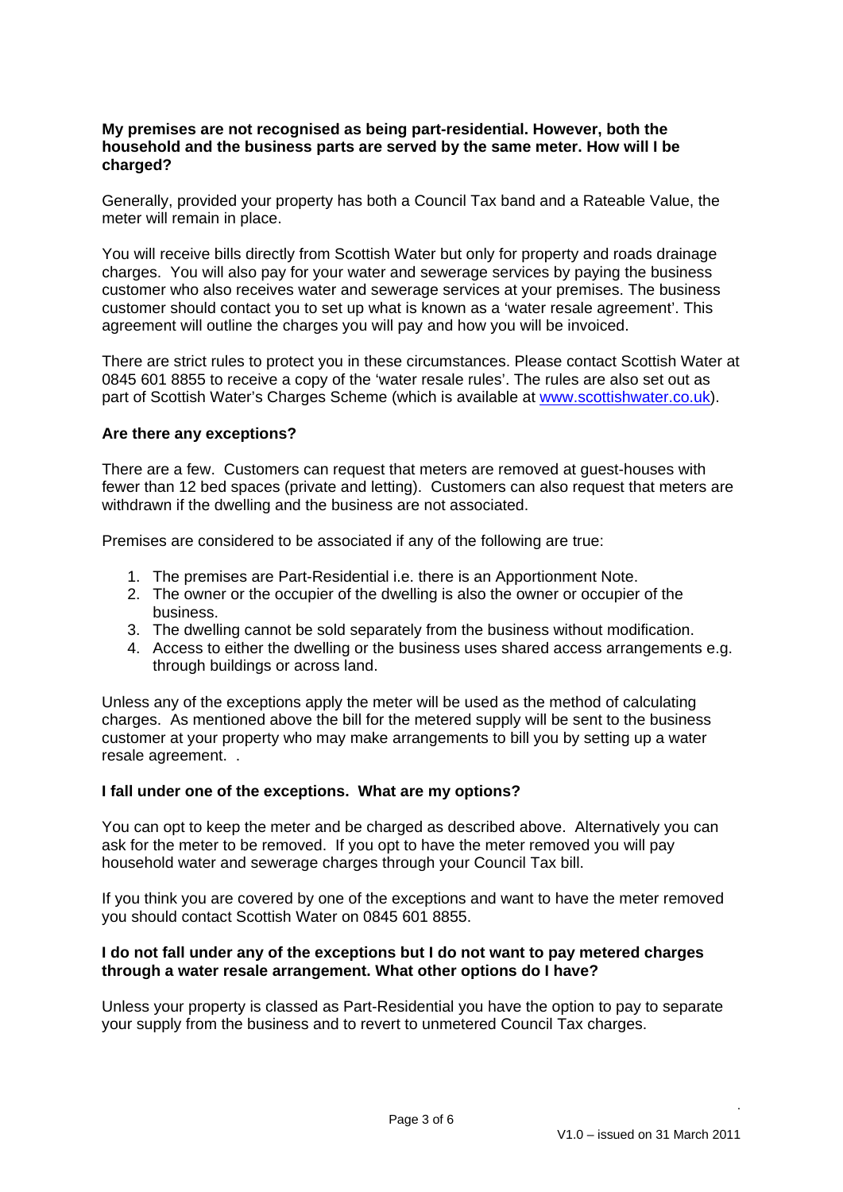**My premises are not recognised as being part-residential. However, both the household and the business parts are served by the same meter. How will I be charged?**

Generally, provided your property has both a Council Tax band and a Rateable Value, the meter will remain in place.

You will receive bills directly from Scottish Water but only for property and roads drainage charges. You will also pay for your water and sewerage services by paying the business customer who also receives water and sewerage services at your premises. The business customer should contact you to set up what is known as a 'water resale agreement'. This agreement will outline the charges you will pay and how you will be invoiced.

There are strict rules to protect you in these circumstances. Please contact Scottish Water at 0845 601 8855 to receive a copy of the 'water resale rules'. The rules are also set out as part of Scottish Water's Charges Scheme (which is available at www.scottishwater.co.uk).

**Are there any exceptions?**

There are a few. Customers can request that meters are removed at guest-houses with fewer than 12 bed spaces (private and letting). Customers can also request that meters are withdrawn if the dwelling and the business are not associated.

Premises are considered to be associated if any of the following are true:

1. The premises are Part-Residential i.e. there is an Apportionment Note.
2. The owner or the occupier of the dwelling is also the owner or occupier of the business.
3. The dwelling cannot be sold separately from the business without modification.
4. Access to either the dwelling or the business uses shared access arrangements e.g. through buildings or across land.

Unless any of the exceptions apply the meter will be used as the method of calculating charges. As mentioned above the bill for the metered supply will be sent to the business customer at your property who may make arrangements to bill you by setting up a water resale agreement. .

**I fall under one of the exceptions. What are my options?**

You can opt to keep the meter and be charged as described above. Alternatively you can ask for the meter to be removed. If you opt to have the meter removed you will pay household water and sewerage charges through your Council Tax bill.

If you think you are covered by one of the exceptions and want to have the meter removed you should contact Scottish Water on 0845 601 8855.

**I do not fall under any of the exceptions but I do not want to pay metered charges through a water resale arrangement. What other options do I have?**

Unless your property is classed as Part-Residential you have the option to pay to separate your supply from the business and to revert to unmetered Council Tax charges.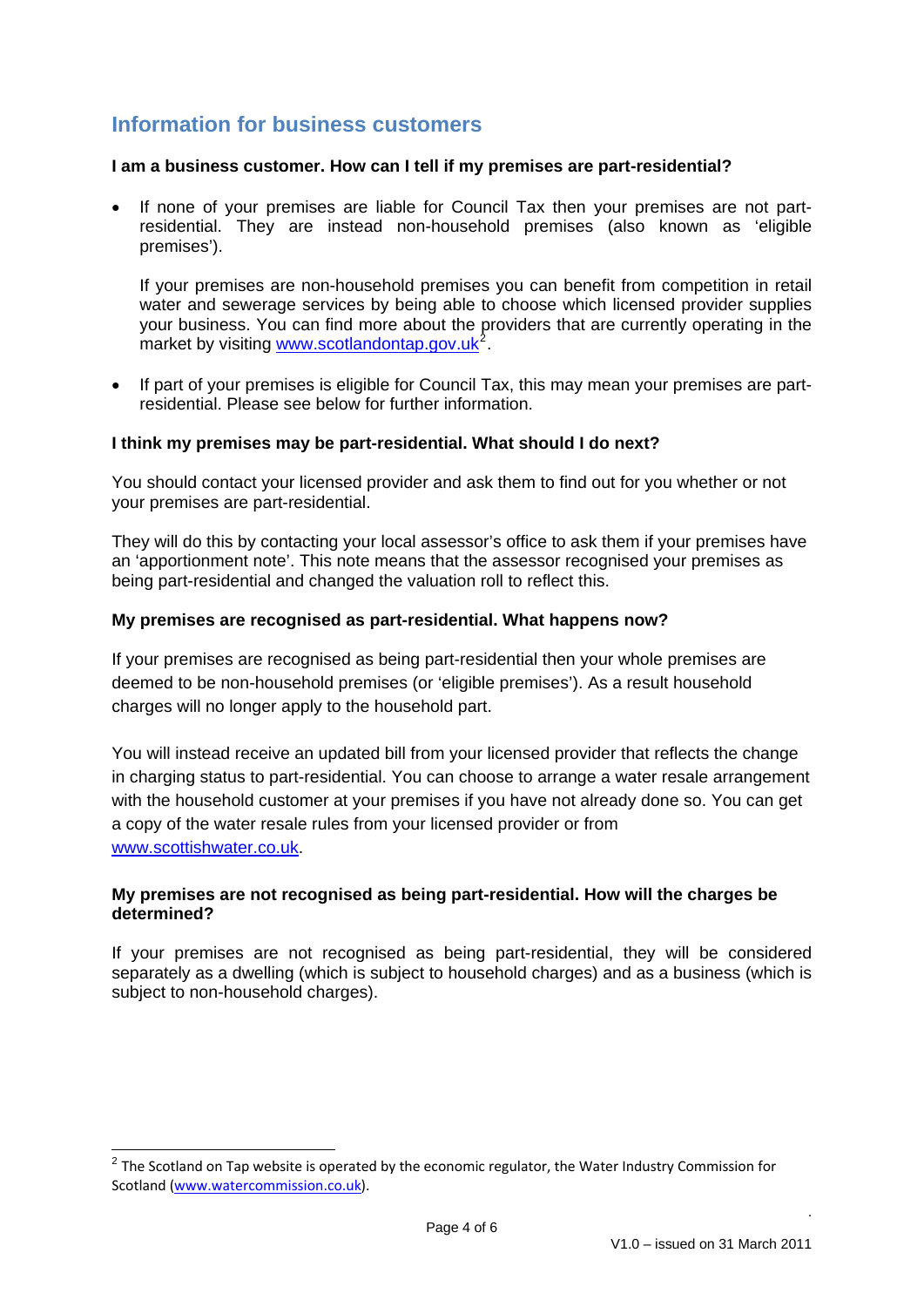## Information for business customers

**I am a business customer. How can I tell if my premises are part-residential?**

- If none of your premises are liable for Council Tax then your premises are not part-residential. They are instead non-household premises (also known as 'eligible premises').

  If your premises are non-household premises you can benefit from competition in retail water and sewerage services by being able to choose which licensed provider supplies your business. You can find more about the providers that are currently operating in the market by visiting www.scotlandontap.gov.uk[2].

- If part of your premises is eligible for Council Tax, this may mean your premises are part-residential. Please see below for further information.

**I think my premises may be part-residential. What should I do next?**

You should contact your licensed provider and ask them to find out for you whether or not your premises are part-residential.

They will do this by contacting your local assessor's office to ask them if your premises have an 'apportionment note'. This note means that the assessor recognised your premises as being part-residential and changed the valuation roll to reflect this.

**My premises are recognised as part-residential. What happens now?**

If your premises are recognised as being part-residential then your whole premises are deemed to be non-household premises (or 'eligible premises'). As a result household charges will no longer apply to the household part.

You will instead receive an updated bill from your licensed provider that reflects the change in charging status to part-residential. You can choose to arrange a water resale arrangement with the household customer at your premises if you have not already done so. You can get a copy of the water resale rules from your licensed provider or from www.scottishwater.co.uk.

**My premises are not recognised as being part-residential. How will the charges be determined?**

If your premises are not recognised as being part-residential, they will be considered separately as a dwelling (which is subject to household charges) and as a business (which is subject to non-household charges).

[2] The Scotland on Tap website is operated by the economic regulator, the Water Industry Commission for Scotland (www.watercommission.co.uk).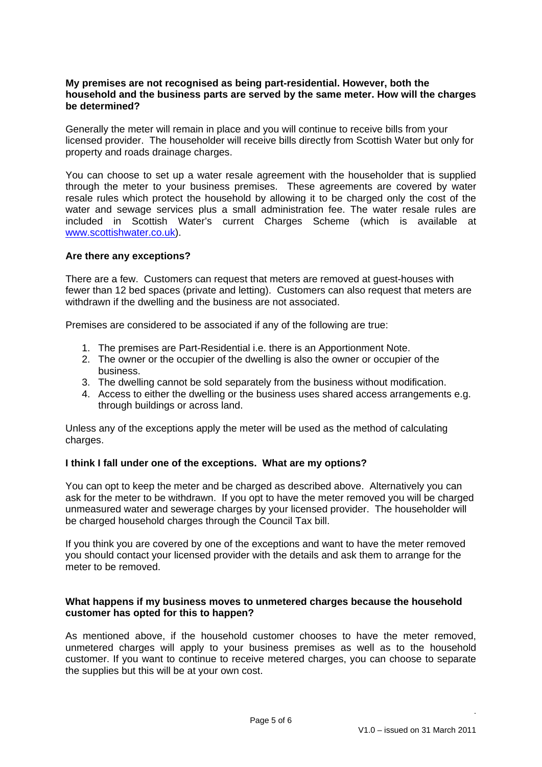**My premises are not recognised as being part-residential. However, both the household and the business parts are served by the same meter. How will the charges be determined?**

Generally the meter will remain in place and you will continue to receive bills from your licensed provider. The householder will receive bills directly from Scottish Water but only for property and roads drainage charges.

You can choose to set up a water resale agreement with the householder that is supplied through the meter to your business premises. These agreements are covered by water resale rules which protect the household by allowing it to be charged only the cost of the water and sewage services plus a small administration fee. The water resale rules are included in Scottish Water's current Charges Scheme (which is available at [www.scottishwater.co.uk](http://www.scottishwater.co.uk)).

**Are there any exceptions?**

There are a few. Customers can request that meters are removed at guest-houses with fewer than 12 bed spaces (private and letting). Customers can also request that meters are withdrawn if the dwelling and the business are not associated.

Premises are considered to be associated if any of the following are true:

1. The premises are Part-Residential i.e. there is an Apportionment Note.
2. The owner or the occupier of the dwelling is also the owner or occupier of the business.
3. The dwelling cannot be sold separately from the business without modification.
4. Access to either the dwelling or the business uses shared access arrangements e.g. through buildings or across land.

Unless any of the exceptions apply the meter will be used as the method of calculating charges.

**I think I fall under one of the exceptions. What are my options?**

You can opt to keep the meter and be charged as described above. Alternatively you can ask for the meter to be withdrawn. If you opt to have the meter removed you will be charged unmeasured water and sewerage charges by your licensed provider. The householder will be charged household charges through the Council Tax bill.

If you think you are covered by one of the exceptions and want to have the meter removed you should contact your licensed provider with the details and ask them to arrange for the meter to be removed.

**What happens if my business moves to unmetered charges because the household customer has opted for this to happen?**

As mentioned above, if the household customer chooses to have the meter removed, unmetered charges will apply to your business premises as well as to the household customer. If you want to continue to receive metered charges, you can choose to separate the supplies but this will be at your own cost.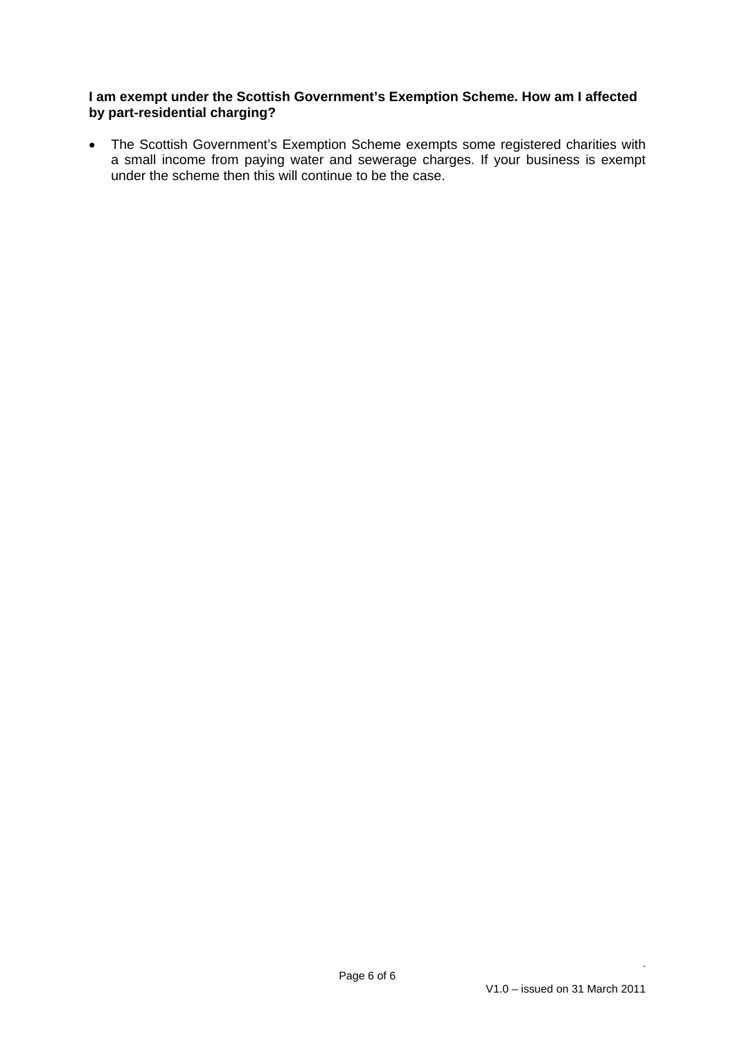**I am exempt under the Scottish Government's Exemption Scheme. How am I affected by part-residential charging?**

- The Scottish Government's Exemption Scheme exempts some registered charities with a small income from paying water and sewerage charges. If your business is exempt under the scheme then this will continue to be the case.